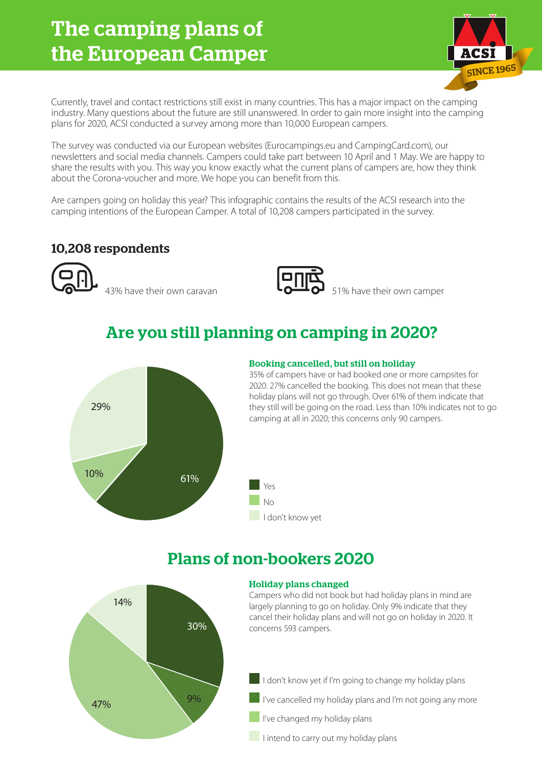# The camping plans of the European Camper

ACSI SINCE 1965

Currently, travel and contact restrictions still exist in many countries. This has a major impact on the camping industry. Many questions about the future are still unanswered. In order to gain more insight into the camping plans for 2020, ACSI conducted a survey among more than 10,000 European campers.

The survey was conducted via our European websites (Eurocampings.eu and CampingCard.com), our newsletters and social media channels. Campers could take part between 10 April and 1 May. We are happy to share the results with you. This way you know exactly what the current plans of campers are, how they think about the Corona-voucher and more. We hope you can benefit from this.

Are campers going on holiday this year? This infographic contains the results of the ACSI research into the camping intentions of the European Camper. A total of 10,208 campers participated in the survey.

## 10,208 respondents

43% have their own caravan

51% have their own camper

## Are you still planning on camping in 2020?

| Answer | Share |
|---|---|
| Yes | 61% |
| No | 10% |
| I don't know yet | 29% |

### Booking cancelled, but still on holiday

35% of campers have or had booked one or more campsites for 2020. 27% cancelled the booking. This does not mean that these holiday plans will not go through. Over 61% of them indicate that they still will be going on the road. Less than 10% indicates not to go camping at all in 2020; this concerns only 90 campers.

## Plans of non-bookers 2020

| Answer | Share |
|---|---|
| I don't know yet if I'm going to change my holiday plans | 30% |
| I've cancelled my holiday plans and I'm not going any more | 9% |
| I've changed my holiday plans | 47% |
| I intend to carry out my holiday plans | 14% |

### Holiday plans changed

Campers who did not book but had holiday plans in mind are largely planning to go on holiday. Only 9% indicate that they cancel their holiday plans and will not go on holiday in 2020. It concerns 593 campers.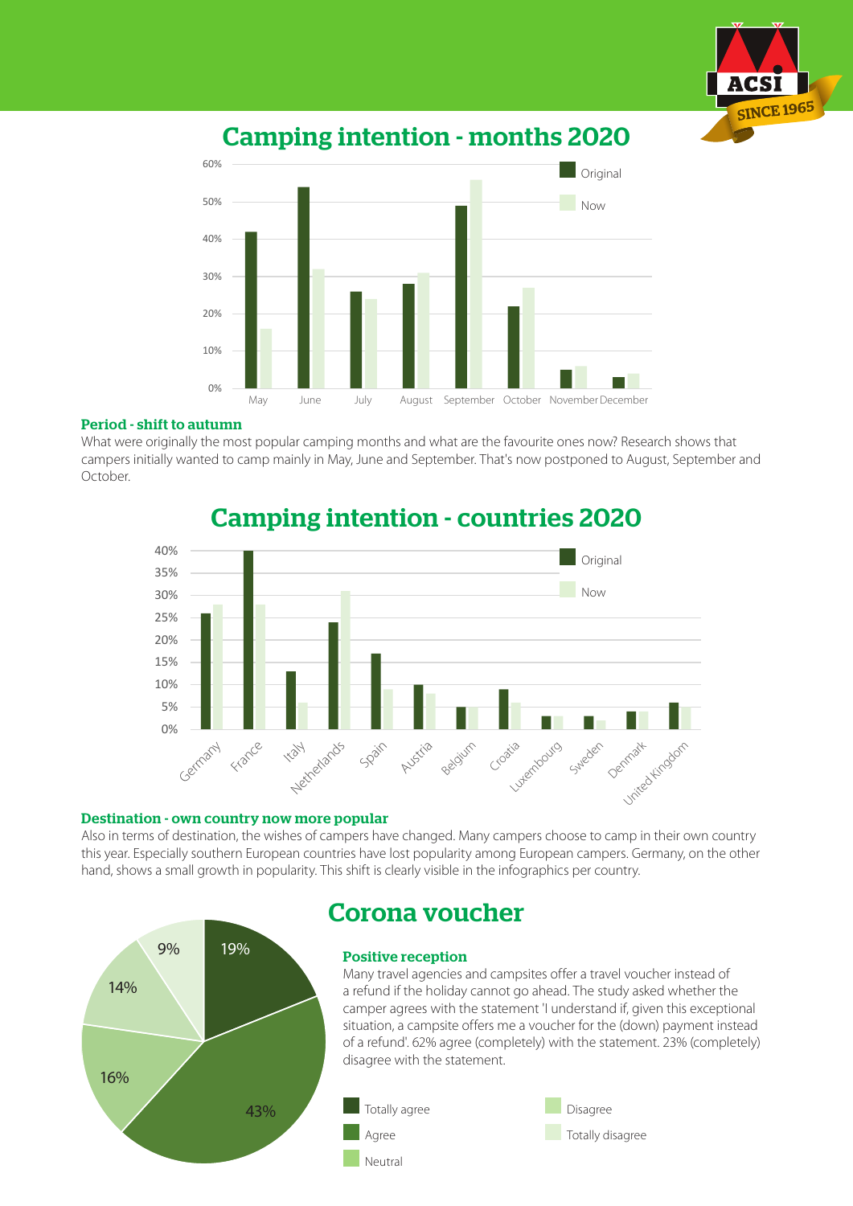## Camping intention - months 2020

60%
50%
40%
30%
20%
10%
0%

May June July August September October November December

Original
Now

### Period - shift to autumn

What were originally the most popular camping months and what are the favourite ones now? Research shows that campers initially wanted to camp mainly in May, June and September. That's now postponed to August, September and October.

## Camping intention - countries 2020

40%
35%
30%
25%
20%
15%
10%
5%
0%

Germany France Italy Netherlands Spain Austria Belgium Croatia Luxembourg Sweden Denmark United Kingdom

Original
Now

### Destination - own country now more popular

Also in terms of destination, the wishes of campers have changed. Many campers choose to camp in their own country this year. Especially southern European countries have lost popularity among European campers. Germany, on the other hand, shows a small growth in popularity. This shift is clearly visible in the infographics per country.

## Corona voucher

19%
43%
16%
14%
9%

### Positive reception

Many travel agencies and campsites offer a travel voucher instead of a refund if the holiday cannot go ahead. The study asked whether the camper agrees with the statement 'I understand if, given this exceptional situation, a campsite offers me a voucher for the (down) payment instead of a refund'. 62% agree (completely) with the statement. 23% (completely) disagree with the statement.

Totally agree
Agree
Neutral
Disagree
Totally disagree